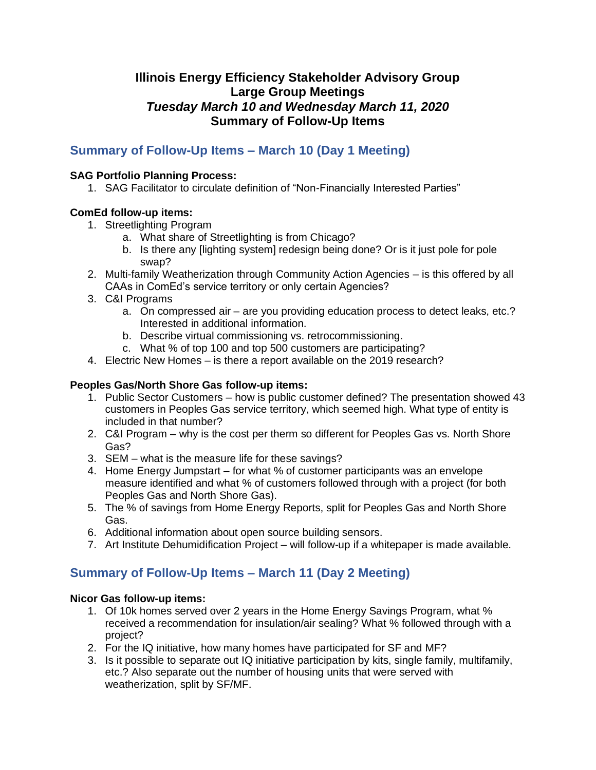# Illinois Energy Efficiency Stakeholder Advisory Group
# Large Group Meetings
# *Tuesday March 10 and Wednesday March 11, 2020*
# Summary of Follow-Up Items

## Summary of Follow-Up Items – March 10 (Day 1 Meeting)

**SAG Portfolio Planning Process:**

1. SAG Facilitator to circulate definition of "Non-Financially Interested Parties"

**ComEd follow-up items:**

1. Streetlighting Program
   a. What share of Streetlighting is from Chicago?
   b. Is there any [lighting system] redesign being done? Or is it just pole for pole swap?
2. Multi-family Weatherization through Community Action Agencies – is this offered by all CAAs in ComEd's service territory or only certain Agencies?
3. C&I Programs
   a. On compressed air – are you providing education process to detect leaks, etc.? Interested in additional information.
   b. Describe virtual commissioning vs. retrocommissioning.
   c. What % of top 100 and top 500 customers are participating?
4. Electric New Homes – is there a report available on the 2019 research?

**Peoples Gas/North Shore Gas follow-up items:**

1. Public Sector Customers – how is public customer defined? The presentation showed 43 customers in Peoples Gas service territory, which seemed high. What type of entity is included in that number?
2. C&I Program – why is the cost per therm so different for Peoples Gas vs. North Shore Gas?
3. SEM – what is the measure life for these savings?
4. Home Energy Jumpstart – for what % of customer participants was an envelope measure identified and what % of customers followed through with a project (for both Peoples Gas and North Shore Gas).
5. The % of savings from Home Energy Reports, split for Peoples Gas and North Shore Gas.
6. Additional information about open source building sensors.
7. Art Institute Dehumidification Project – will follow-up if a whitepaper is made available.

## Summary of Follow-Up Items – March 11 (Day 2 Meeting)

**Nicor Gas follow-up items:**

1. Of 10k homes served over 2 years in the Home Energy Savings Program, what % received a recommendation for insulation/air sealing? What % followed through with a project?
2. For the IQ initiative, how many homes have participated for SF and MF?
3. Is it possible to separate out IQ initiative participation by kits, single family, multifamily, etc.? Also separate out the number of housing units that were served with weatherization, split by SF/MF.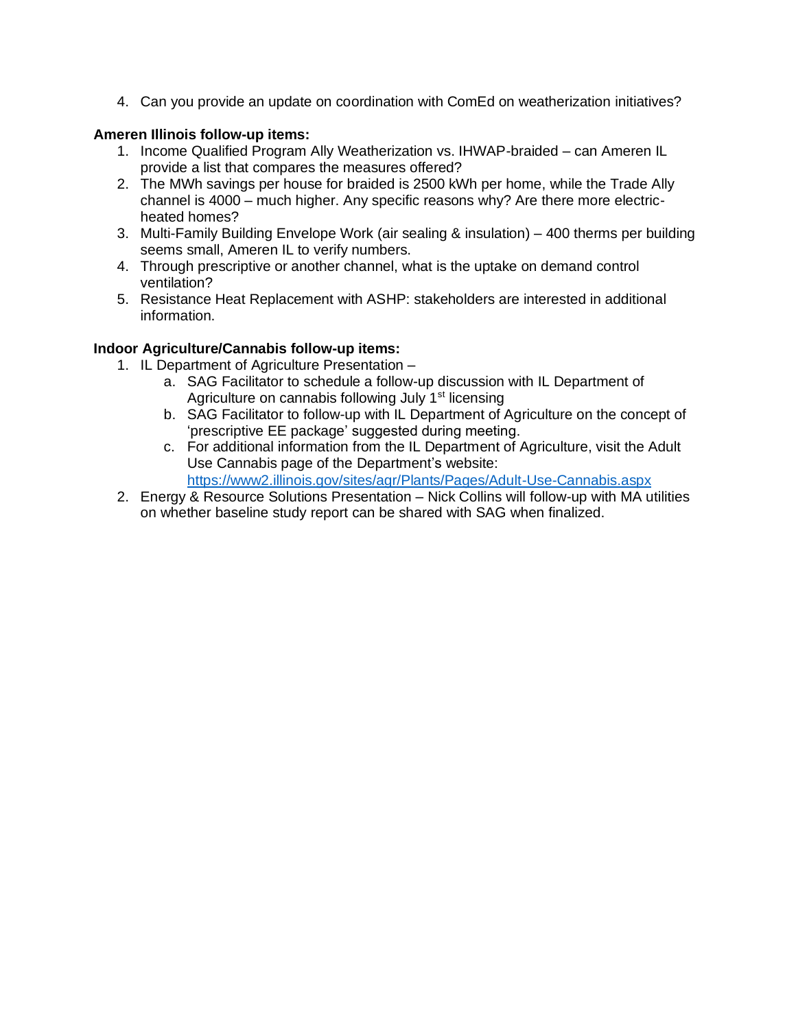4. Can you provide an update on coordination with ComEd on weatherization initiatives?

**Ameren Illinois follow-up items:**

1. Income Qualified Program Ally Weatherization vs. IHWAP-braided – can Ameren IL provide a list that compares the measures offered?
2. The MWh savings per house for braided is 2500 kWh per home, while the Trade Ally channel is 4000 – much higher. Any specific reasons why? Are there more electric-heated homes?
3. Multi-Family Building Envelope Work (air sealing & insulation) – 400 therms per building seems small, Ameren IL to verify numbers.
4. Through prescriptive or another channel, what is the uptake on demand control ventilation?
5. Resistance Heat Replacement with ASHP: stakeholders are interested in additional information.

**Indoor Agriculture/Cannabis follow-up items:**

1. IL Department of Agriculture Presentation –
   a. SAG Facilitator to schedule a follow-up discussion with IL Department of Agriculture on cannabis following July 1st licensing
   b. SAG Facilitator to follow-up with IL Department of Agriculture on the concept of 'prescriptive EE package' suggested during meeting.
   c. For additional information from the IL Department of Agriculture, visit the Adult Use Cannabis page of the Department's website: [https://www2.illinois.gov/sites/agr/Plants/Pages/Adult-Use-Cannabis.aspx](https://www2.illinois.gov/sites/agr/Plants/Pages/Adult-Use-Cannabis.aspx)
2. Energy & Resource Solutions Presentation – Nick Collins will follow-up with MA utilities on whether baseline study report can be shared with SAG when finalized.